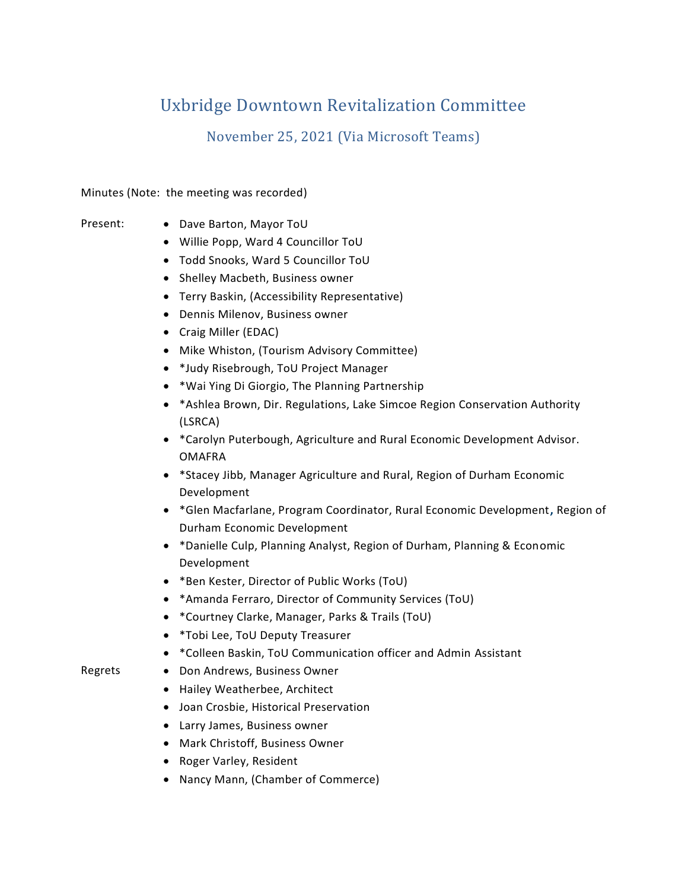# Uxbridge Downtown Revitalization Committee

## November 25, 2021 (Via Microsoft Teams)

Minutes (Note: the meeting was recorded)

Present:

- Dave Barton, Mayor ToU
- Willie Popp, Ward 4 Councillor ToU
- Todd Snooks, Ward 5 Councillor ToU
- Shelley Macbeth, Business owner
- Terry Baskin, (Accessibility Representative)
- Dennis Milenov, Business owner
- Craig Miller (EDAC)
- Mike Whiston, (Tourism Advisory Committee)
- *Judy Risebrough, ToU Project Manager
- *Wai Ying Di Giorgio, The Planning Partnership
- *Ashlea Brown, Dir. Regulations, Lake Simcoe Region Conservation Authority (LSRCA)
- *Carolyn Puterbough, Agriculture and Rural Economic Development Advisor. OMAFRA
- *Stacey Jibb, Manager Agriculture and Rural, Region of Durham Economic Development
- *Glen Macfarlane, Program Coordinator, Rural Economic Development, Region of Durham Economic Development
- *Danielle Culp, Planning Analyst, Region of Durham, Planning & Economic Development
- *Ben Kester, Director of Public Works (ToU)
- *Amanda Ferraro, Director of Community Services (ToU)
- *Courtney Clarke, Manager, Parks & Trails (ToU)
- *Tobi Lee, ToU Deputy Treasurer
- *Colleen Baskin, ToU Communication officer and Admin Assistant

Regrets

- Don Andrews, Business Owner
- Hailey Weatherbee, Architect
- Joan Crosbie, Historical Preservation
- Larry James, Business owner
- Mark Christoff, Business Owner
- Roger Varley, Resident
- Nancy Mann, (Chamber of Commerce)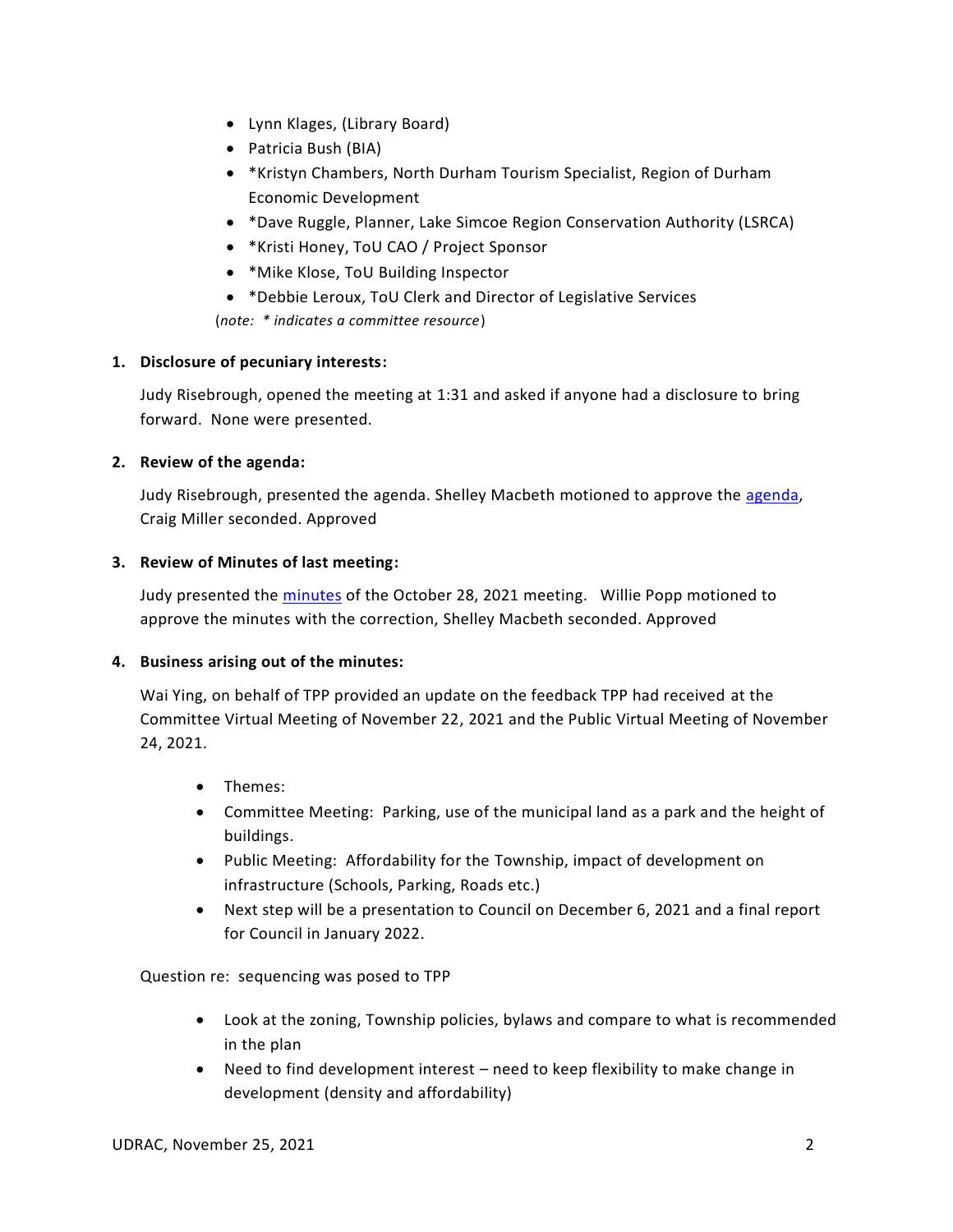- Lynn Klages, (Library Board)
- Patricia Bush (BIA)
- *Kristyn Chambers, North Durham Tourism Specialist, Region of Durham Economic Development
- *Dave Ruggle, Planner, Lake Simcoe Region Conservation Authority (LSRCA)
- *Kristi Honey, ToU CAO / Project Sponsor
- *Mike Klose, ToU Building Inspector
- *Debbie Leroux, ToU Clerk and Director of Legislative Services

(*note: * indicates a committee resource*)

**1. Disclosure of pecuniary interests:**

Judy Risebrough, opened the meeting at 1:31 and asked if anyone had a disclosure to bring forward. None were presented.

**2. Review of the agenda:**

Judy Risebrough, presented the agenda. Shelley Macbeth motioned to approve the agenda, Craig Miller seconded. Approved

**3. Review of Minutes of last meeting:**

Judy presented the minutes of the October 28, 2021 meeting. Willie Popp motioned to approve the minutes with the correction, Shelley Macbeth seconded. Approved

**4. Business arising out of the minutes:**

Wai Ying, on behalf of TPP provided an update on the feedback TPP had received at the Committee Virtual Meeting of November 22, 2021 and the Public Virtual Meeting of November 24, 2021.

- Themes:
- Committee Meeting: Parking, use of the municipal land as a park and the height of buildings.
- Public Meeting: Affordability for the Township, impact of development on infrastructure (Schools, Parking, Roads etc.)
- Next step will be a presentation to Council on December 6, 2021 and a final report for Council in January 2022.

Question re: sequencing was posed to TPP

- Look at the zoning, Township policies, bylaws and compare to what is recommended in the plan
- Need to find development interest – need to keep flexibility to make change in development (density and affordability)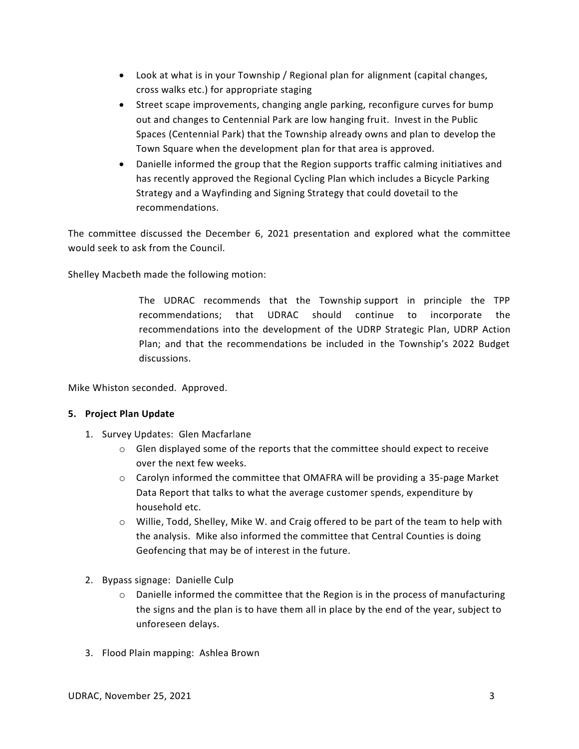- Look at what is in your Township / Regional plan for alignment (capital changes, cross walks etc.) for appropriate staging
- Street scape improvements, changing angle parking, reconfigure curves for bump out and changes to Centennial Park are low hanging fruit. Invest in the Public Spaces (Centennial Park) that the Township already owns and plan to develop the Town Square when the development plan for that area is approved.
- Danielle informed the group that the Region supports traffic calming initiatives and has recently approved the Regional Cycling Plan which includes a Bicycle Parking Strategy and a Wayfinding and Signing Strategy that could dovetail to the recommendations.

The committee discussed the December 6, 2021 presentation and explored what the committee would seek to ask from the Council.

Shelley Macbeth made the following motion:

> The UDRAC recommends that the Township support in principle the TPP recommendations; that UDRAC should continue to incorporate the recommendations into the development of the UDRP Strategic Plan, UDRP Action Plan; and that the recommendations be included in the Township's 2022 Budget discussions.

Mike Whiston seconded. Approved.

**5. Project Plan Update**

1. Survey Updates: Glen Macfarlane
   - Glen displayed some of the reports that the committee should expect to receive over the next few weeks.
   - Carolyn informed the committee that OMAFRA will be providing a 35-page Market Data Report that talks to what the average customer spends, expenditure by household etc.
   - Willie, Todd, Shelley, Mike W. and Craig offered to be part of the team to help with the analysis. Mike also informed the committee that Central Counties is doing Geofencing that may be of interest in the future.

2. Bypass signage: Danielle Culp
   - Danielle informed the committee that the Region is in the process of manufacturing the signs and the plan is to have them all in place by the end of the year, subject to unforeseen delays.

3. Flood Plain mapping: Ashlea Brown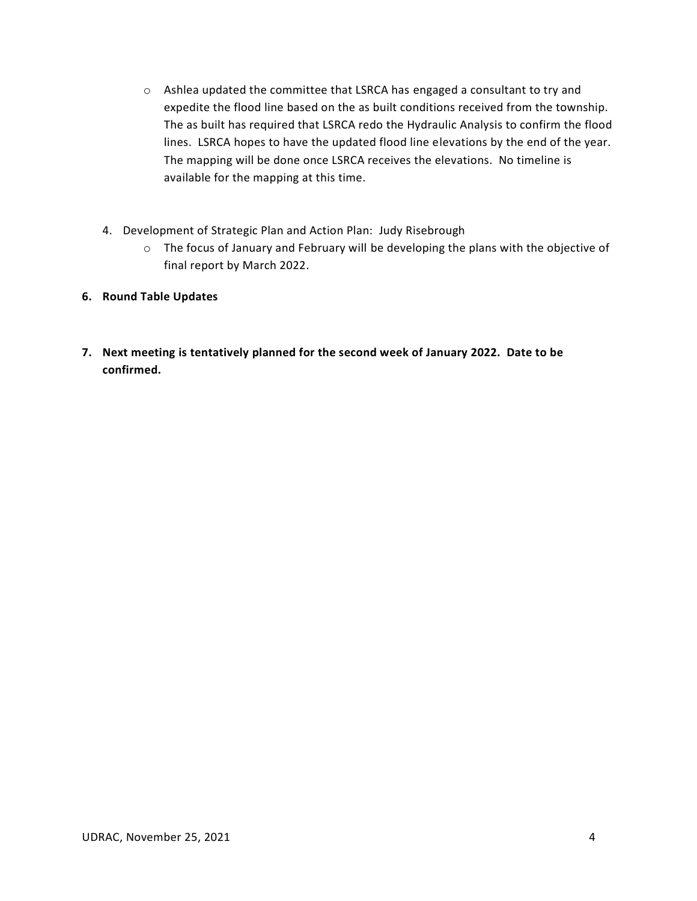- Ashlea updated the committee that LSRCA has engaged a consultant to try and expedite the flood line based on the as built conditions received from the township. The as built has required that LSRCA redo the Hydraulic Analysis to confirm the flood lines. LSRCA hopes to have the updated flood line elevations by the end of the year. The mapping will be done once LSRCA receives the elevations. No timeline is available for the mapping at this time.

4. Development of Strategic Plan and Action Plan: Judy Risebrough
   - The focus of January and February will be developing the plans with the objective of final report by March 2022.

**6. Round Table Updates**

**7. Next meeting is tentatively planned for the second week of January 2022. Date to be confirmed.**